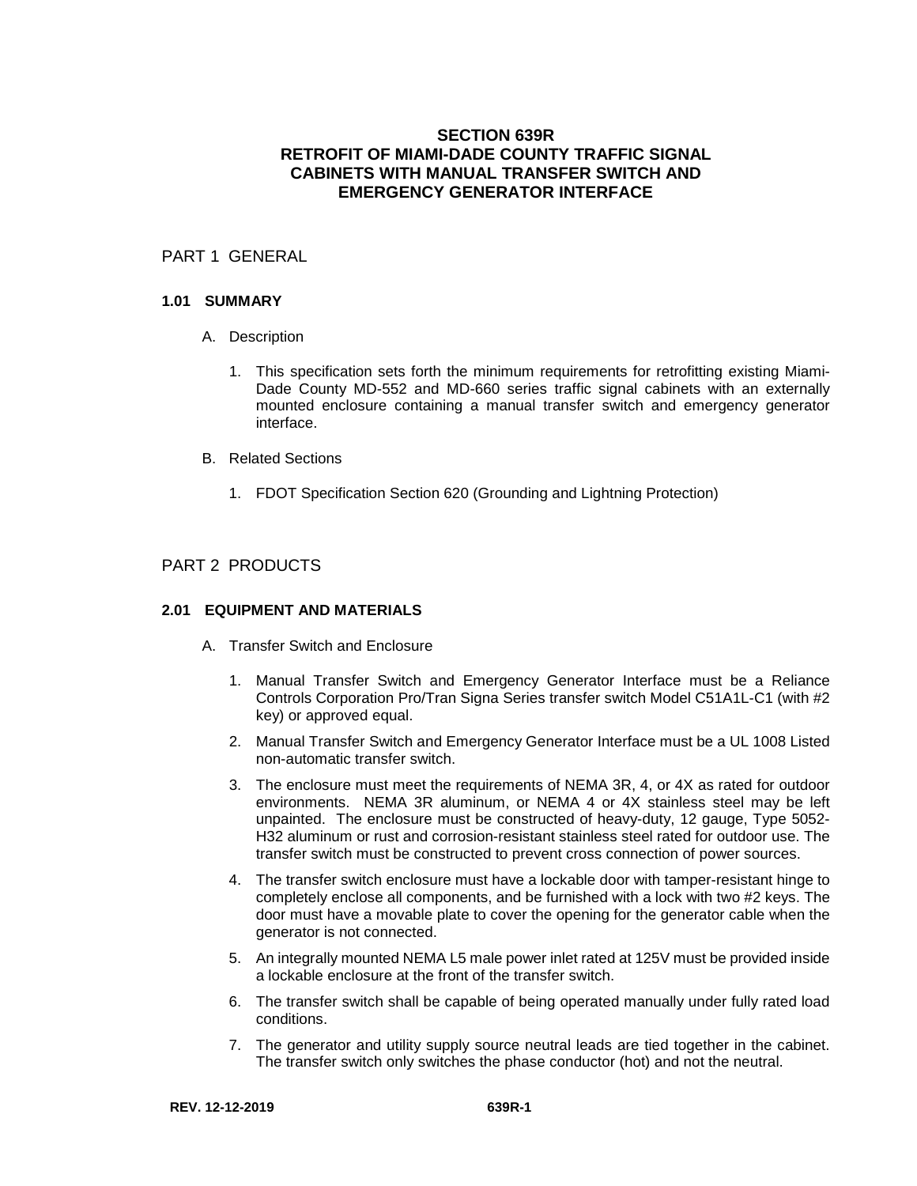# SECTION 639R
# RETROFIT OF MIAMI-DADE COUNTY TRAFFIC SIGNAL CABINETS WITH MANUAL TRANSFER SWITCH AND EMERGENCY GENERATOR INTERFACE

## PART 1 GENERAL

### 1.01 SUMMARY

A. Description

1. This specification sets forth the minimum requirements for retrofitting existing Miami-Dade County MD-552 and MD-660 series traffic signal cabinets with an externally mounted enclosure containing a manual transfer switch and emergency generator interface.

B. Related Sections

1. FDOT Specification Section 620 (Grounding and Lightning Protection)

## PART 2 PRODUCTS

### 2.01 EQUIPMENT AND MATERIALS

A. Transfer Switch and Enclosure

1. Manual Transfer Switch and Emergency Generator Interface must be a Reliance Controls Corporation Pro/Tran Signa Series transfer switch Model C51A1L-C1 (with #2 key) or approved equal.
2. Manual Transfer Switch and Emergency Generator Interface must be a UL 1008 Listed non-automatic transfer switch.
3. The enclosure must meet the requirements of NEMA 3R, 4, or 4X as rated for outdoor environments. NEMA 3R aluminum, or NEMA 4 or 4X stainless steel may be left unpainted. The enclosure must be constructed of heavy-duty, 12 gauge, Type 5052-H32 aluminum or rust and corrosion-resistant stainless steel rated for outdoor use. The transfer switch must be constructed to prevent cross connection of power sources.
4. The transfer switch enclosure must have a lockable door with tamper-resistant hinge to completely enclose all components, and be furnished with a lock with two #2 keys. The door must have a movable plate to cover the opening for the generator cable when the generator is not connected.
5. An integrally mounted NEMA L5 male power inlet rated at 125V must be provided inside a lockable enclosure at the front of the transfer switch.
6. The transfer switch shall be capable of being operated manually under fully rated load conditions.
7. The generator and utility supply source neutral leads are tied together in the cabinet. The transfer switch only switches the phase conductor (hot) and not the neutral.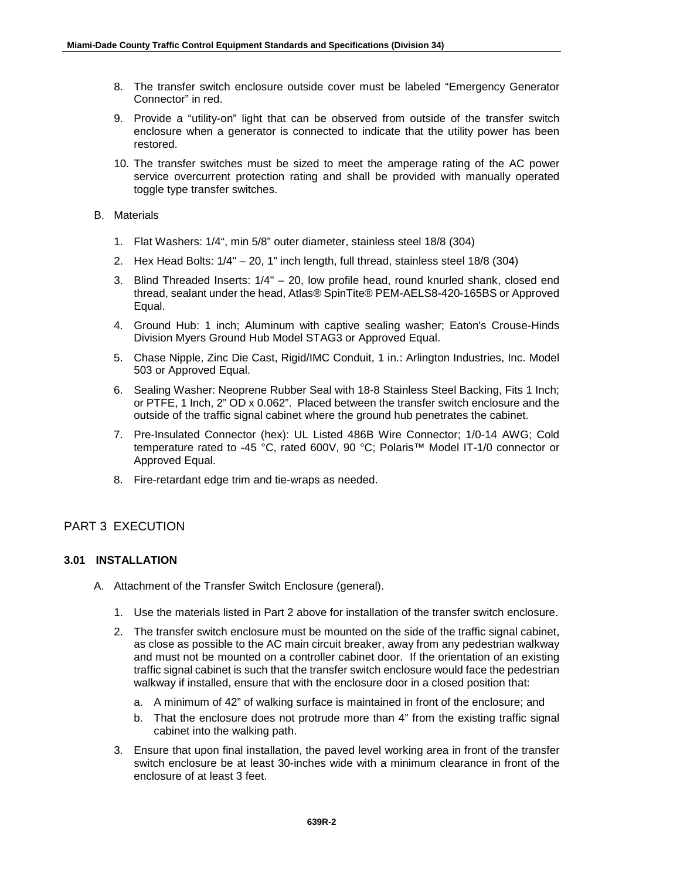8. The transfer switch enclosure outside cover must be labeled “Emergency Generator Connector” in red.
9. Provide a “utility-on” light that can be observed from outside of the transfer switch enclosure when a generator is connected to indicate that the utility power has been restored.
10. The transfer switches must be sized to meet the amperage rating of the AC power service overcurrent protection rating and shall be provided with manually operated toggle type transfer switches.

B. Materials

1. Flat Washers: 1/4“, min 5/8” outer diameter, stainless steel 18/8 (304)
2. Hex Head Bolts: 1/4" – 20, 1” inch length, full thread, stainless steel 18/8 (304)
3. Blind Threaded Inserts: 1/4" – 20, low profile head, round knurled shank, closed end thread, sealant under the head, Atlas® SpinTite® PEM-AELS8-420-165BS or Approved Equal.
4. Ground Hub: 1 inch; Aluminum with captive sealing washer; Eaton's Crouse-Hinds Division Myers Ground Hub Model STAG3 or Approved Equal.
5. Chase Nipple, Zinc Die Cast, Rigid/IMC Conduit, 1 in.: Arlington Industries, Inc. Model 503 or Approved Equal.
6. Sealing Washer: Neoprene Rubber Seal with 18-8 Stainless Steel Backing, Fits 1 Inch; or PTFE, 1 Inch, 2” OD x 0.062”. Placed between the transfer switch enclosure and the outside of the traffic signal cabinet where the ground hub penetrates the cabinet.
7. Pre-Insulated Connector (hex): UL Listed 486B Wire Connector; 1/0-14 AWG; Cold temperature rated to -45 °C, rated 600V, 90 °C; Polaris™ Model IT-1/0 connector or Approved Equal.
8. Fire-retardant edge trim and tie-wraps as needed.

## PART 3 EXECUTION

### 3.01 INSTALLATION

A. Attachment of the Transfer Switch Enclosure (general).

1. Use the materials listed in Part 2 above for installation of the transfer switch enclosure.
2. The transfer switch enclosure must be mounted on the side of the traffic signal cabinet, as close as possible to the AC main circuit breaker, away from any pedestrian walkway and must not be mounted on a controller cabinet door. If the orientation of an existing traffic signal cabinet is such that the transfer switch enclosure would face the pedestrian walkway if installed, ensure that with the enclosure door in a closed position that:
   a. A minimum of 42” of walking surface is maintained in front of the enclosure; and
   b. That the enclosure does not protrude more than 4” from the existing traffic signal cabinet into the walking path.
3. Ensure that upon final installation, the paved level working area in front of the transfer switch enclosure be at least 30-inches wide with a minimum clearance in front of the enclosure of at least 3 feet.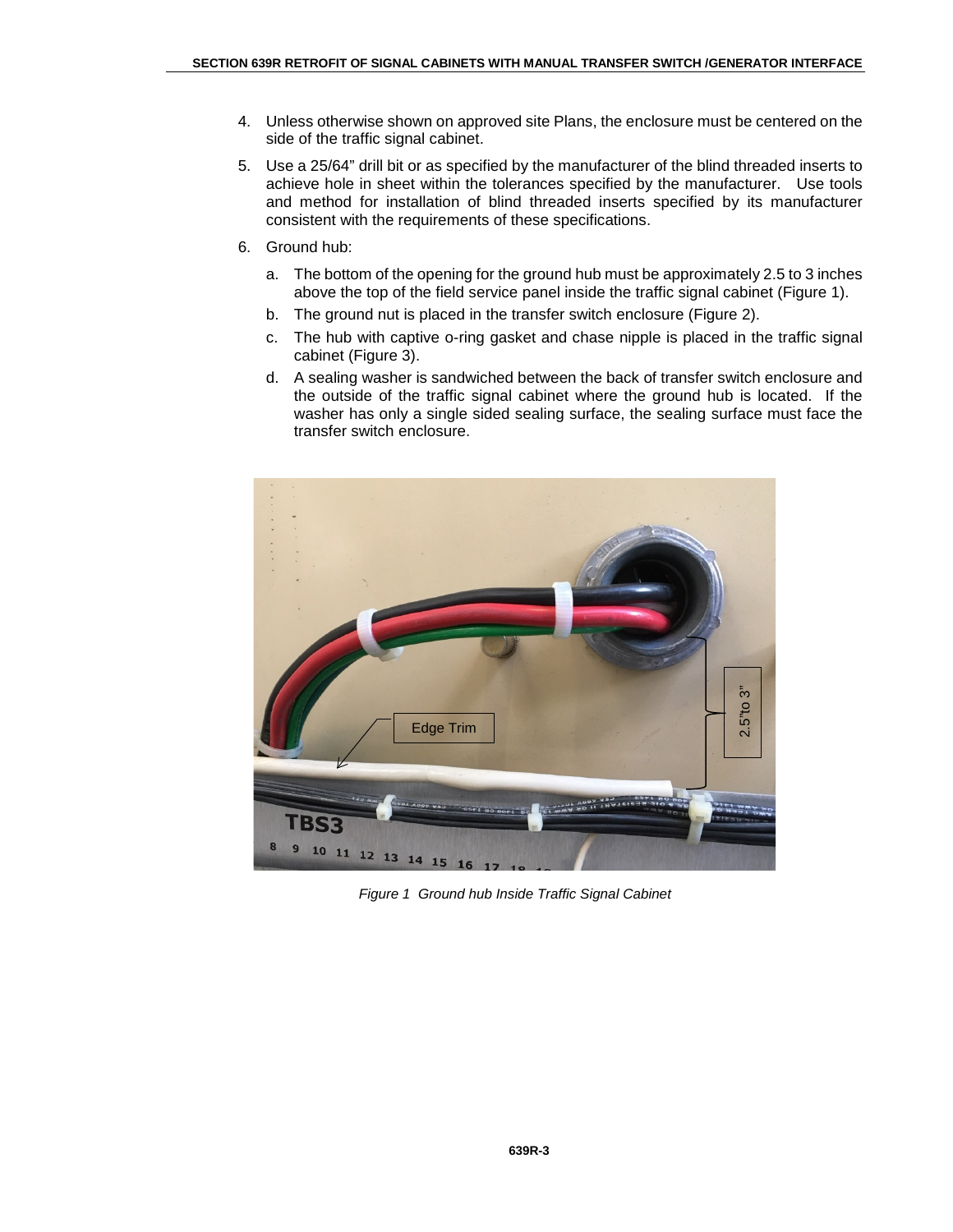4. Unless otherwise shown on approved site Plans, the enclosure must be centered on the side of the traffic signal cabinet.
5. Use a 25/64" drill bit or as specified by the manufacturer of the blind threaded inserts to achieve hole in sheet within the tolerances specified by the manufacturer. Use tools and method for installation of blind threaded inserts specified by its manufacturer consistent with the requirements of these specifications.
6. Ground hub:
   a. The bottom of the opening for the ground hub must be approximately 2.5 to 3 inches above the top of the field service panel inside the traffic signal cabinet (Figure 1).
   b. The ground nut is placed in the transfer switch enclosure (Figure 2).
   c. The hub with captive o-ring gasket and chase nipple is placed in the traffic signal cabinet (Figure 3).
   d. A sealing washer is sandwiched between the back of transfer switch enclosure and the outside of the traffic signal cabinet where the ground hub is located. If the washer has only a single sided sealing surface, the sealing surface must face the transfer switch enclosure.

*Figure 1 Ground hub Inside Traffic Signal Cabinet*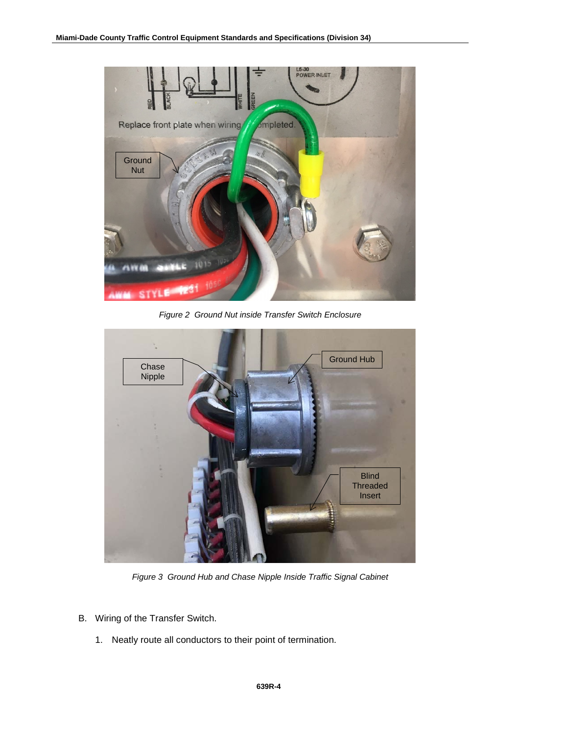*Figure 2 Ground Nut inside Transfer Switch Enclosure*

*Figure 3 Ground Hub and Chase Nipple Inside Traffic Signal Cabinet*

B. Wiring of the Transfer Switch.

1. Neatly route all conductors to their point of termination.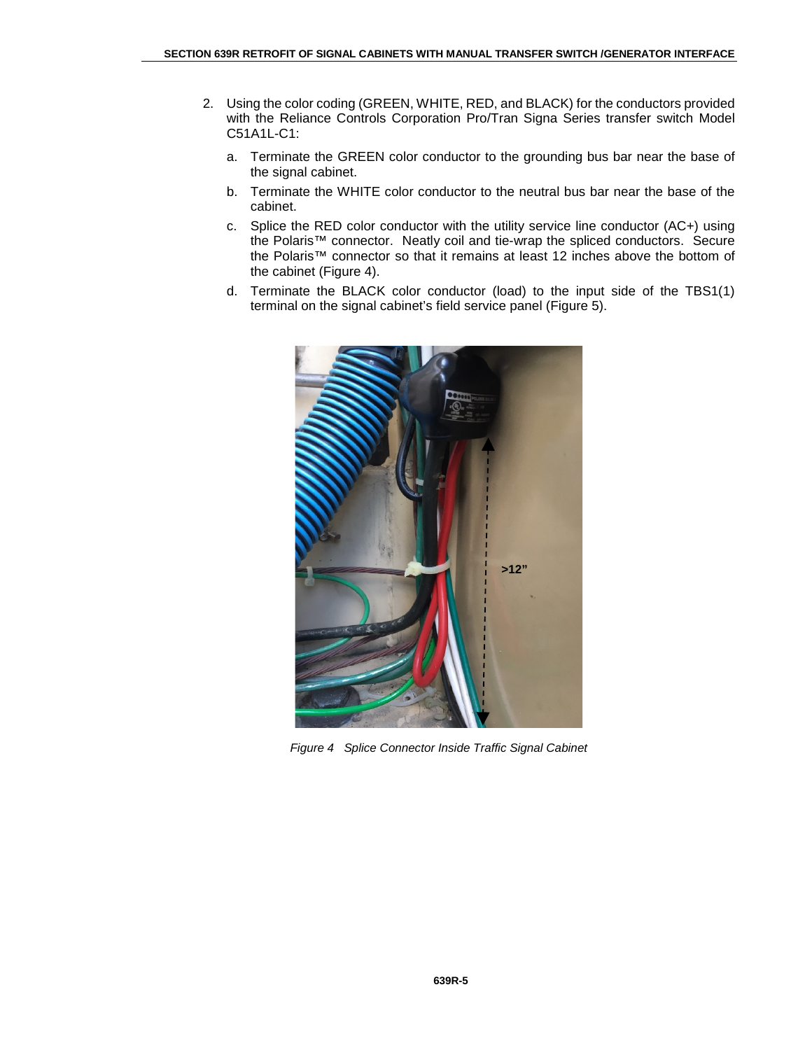2. Using the color coding (GREEN, WHITE, RED, and BLACK) for the conductors provided with the Reliance Controls Corporation Pro/Tran Signa Series transfer switch Model C51A1L-C1:

   a. Terminate the GREEN color conductor to the grounding bus bar near the base of the signal cabinet.

   b. Terminate the WHITE color conductor to the neutral bus bar near the base of the cabinet.

   c. Splice the RED color conductor with the utility service line conductor (AC+) using the Polaris™ connector. Neatly coil and tie-wrap the spliced conductors. Secure the Polaris™ connector so that it remains at least 12 inches above the bottom of the cabinet (Figure 4).

   d. Terminate the BLACK color conductor (load) to the input side of the TBS1(1) terminal on the signal cabinet's field service panel (Figure 5).

*Figure 4 Splice Connector Inside Traffic Signal Cabinet*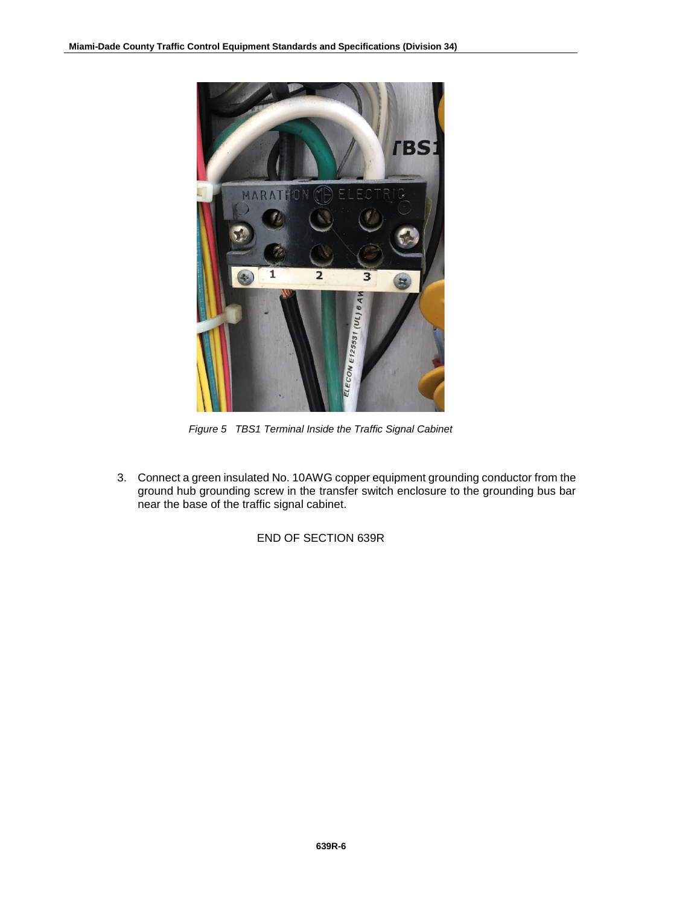*Figure 5 TBS1 Terminal Inside the Traffic Signal Cabinet*

3. Connect a green insulated No. 10AWG copper equipment grounding conductor from the ground hub grounding screw in the transfer switch enclosure to the grounding bus bar near the base of the traffic signal cabinet.

END OF SECTION 639R